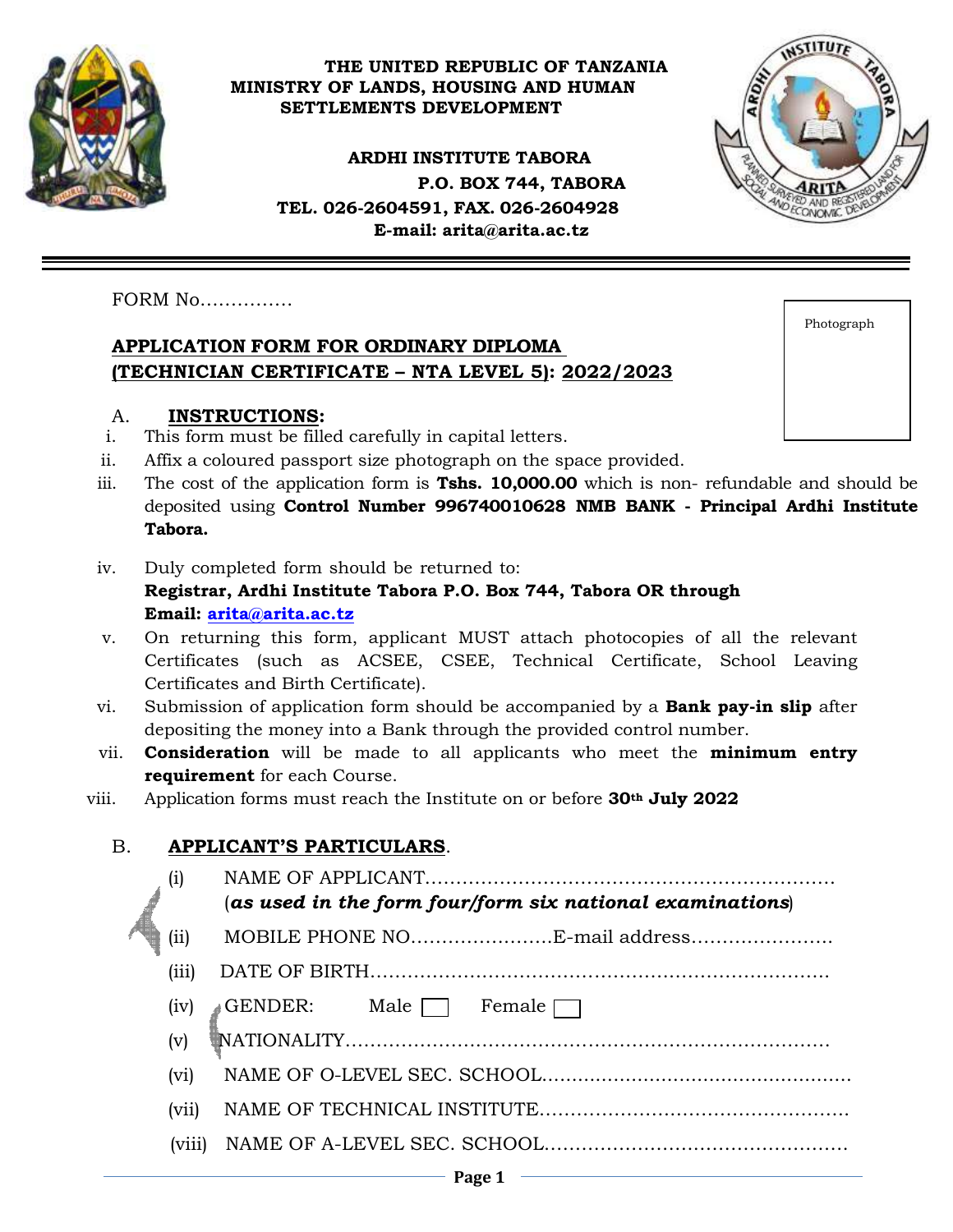**THE UNITED REPUBLIC OF TANZANIA**
**MINISTRY OF LANDS, HOUSING AND HUMAN SETTLEMENTS DEVELOPMENT**

**ARDHI INSTITUTE TABORA**
**P.O. BOX 744, TABORA**
**TEL. 026-2604591, FAX. 026-2604928**
**E-mail: arita@arita.ac.tz**

---

FORM No……………

Photograph

## APPLICATION FORM FOR ORDINARY DIPLOMA (TECHNICIAN CERTIFICATE – NTA LEVEL 5): 2022/2023

### A. INSTRUCTIONS:

i. This form must be filled carefully in capital letters.
ii. Affix a coloured passport size photograph on the space provided.
iii. The cost of the application form is **Tshs. 10,000.00** which is non- refundable and should be deposited using **Control Number 996740010628 NMB BANK - Principal Ardhi Institute Tabora.**
iv. Duly completed form should be returned to:
**Registrar, Ardhi Institute Tabora P.O. Box 744, Tabora OR through**
**Email: arita@arita.ac.tz**
v. On returning this form, applicant MUST attach photocopies of all the relevant Certificates (such as ACSEE, CSEE, Technical Certificate, School Leaving Certificates and Birth Certificate).
vi. Submission of application form should be accompanied by a **Bank pay-in slip** after depositing the money into a Bank through the provided control number.
vii. **Consideration** will be made to all applicants who meet the **minimum entry requirement** for each Course.
viii. Application forms must reach the Institute on or before **30th July 2022**

### B. APPLICANT'S PARTICULARS.

(i) NAME OF APPLICANT…………………………………………………………
(***as used in the form four/form six national examinations***)

(ii) MOBILE PHONE NO…………………..E-mail address…………………..

(iii) DATE OF BIRTH…………………………………………………………………

(iv) GENDER: Male ☐ Female ☐

(v) NATIONALITY…………………………………………………………………

(vi) NAME OF O-LEVEL SEC. SCHOOL……………………………………………

(vii) NAME OF TECHNICAL INSTITUTE…………………………………………

(viii) NAME OF A-LEVEL SEC. SCHOOL…………………………………………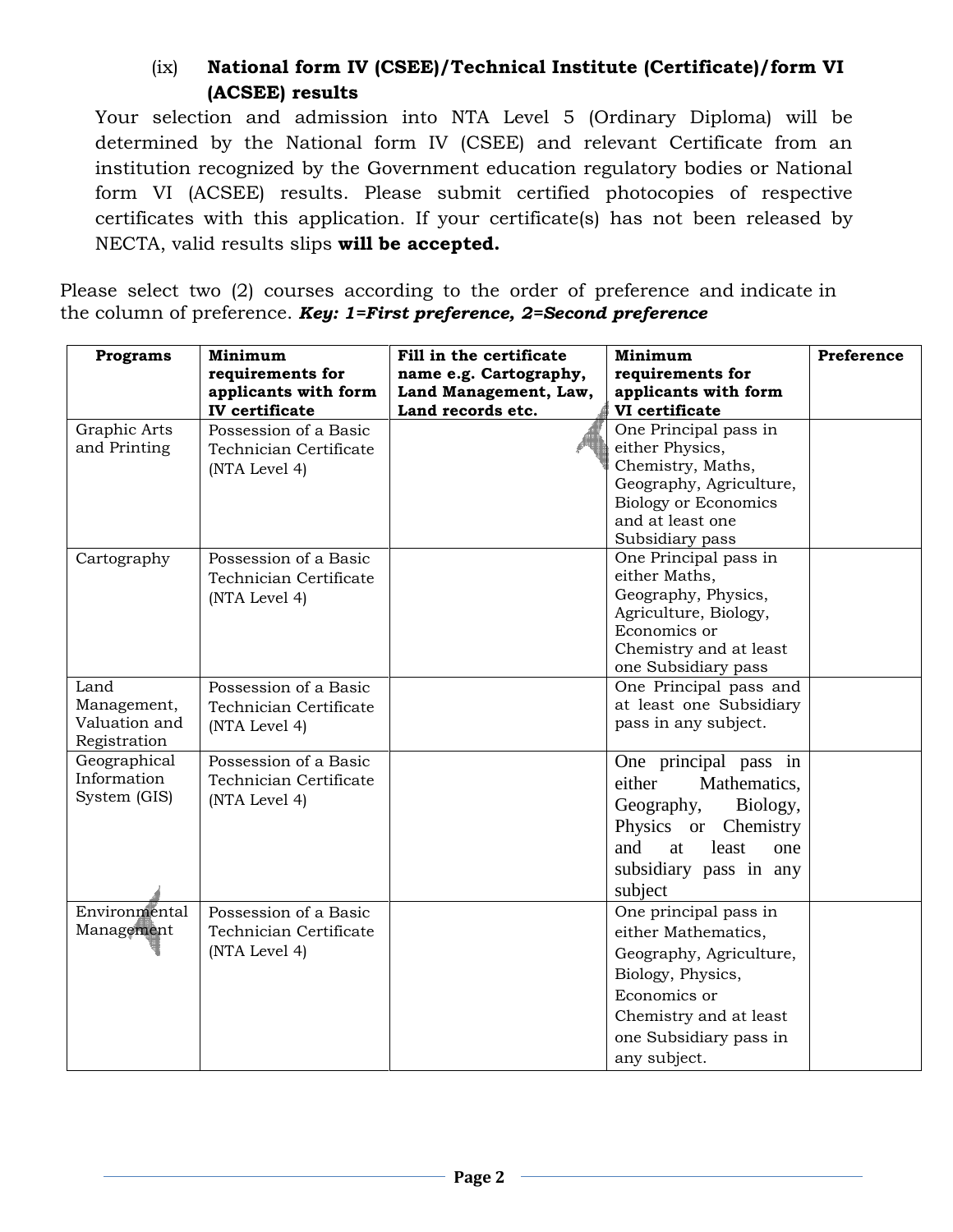(ix) **National form IV (CSEE)/Technical Institute (Certificate)/form VI (ACSEE) results**

Your selection and admission into NTA Level 5 (Ordinary Diploma) will be determined by the National form IV (CSEE) and relevant Certificate from an institution recognized by the Government education regulatory bodies or National form VI (ACSEE) results. Please submit certified photocopies of respective certificates with this application. If your certificate(s) has not been released by NECTA, valid results slips **will be accepted.**

Please select two (2) courses according to the order of preference and indicate in the column of preference. ***Key: 1=First preference, 2=Second preference***

| Programs | Minimum requirements for applicants with form IV certificate | Fill in the certificate name e.g. Cartography, Land Management, Law, Land records etc. | Minimum requirements for applicants with form VI certificate | Preference |
|---|---|---|---|---|
| Graphic Arts and Printing | Possession of a Basic Technician Certificate (NTA Level 4) | | One Principal pass in either Physics, Chemistry, Maths, Geography, Agriculture, Biology or Economics and at least one Subsidiary pass | |
| Cartography | Possession of a Basic Technician Certificate (NTA Level 4) | | One Principal pass in either Maths, Geography, Physics, Agriculture, Biology, Economics or Chemistry and at least one Subsidiary pass | |
| Land Management, Valuation and Registration | Possession of a Basic Technician Certificate (NTA Level 4) | | One Principal pass and at least one Subsidiary pass in any subject. | |
| Geographical Information System (GIS) | Possession of a Basic Technician Certificate (NTA Level 4) | | One principal pass in either Mathematics, Geography, Biology, Physics or Chemistry and at least one subsidiary pass in any subject | |
| Environmental Management | Possession of a Basic Technician Certificate (NTA Level 4) | | One principal pass in either Mathematics, Geography, Agriculture, Biology, Physics, Economics or Chemistry and at least one Subsidiary pass in any subject. | |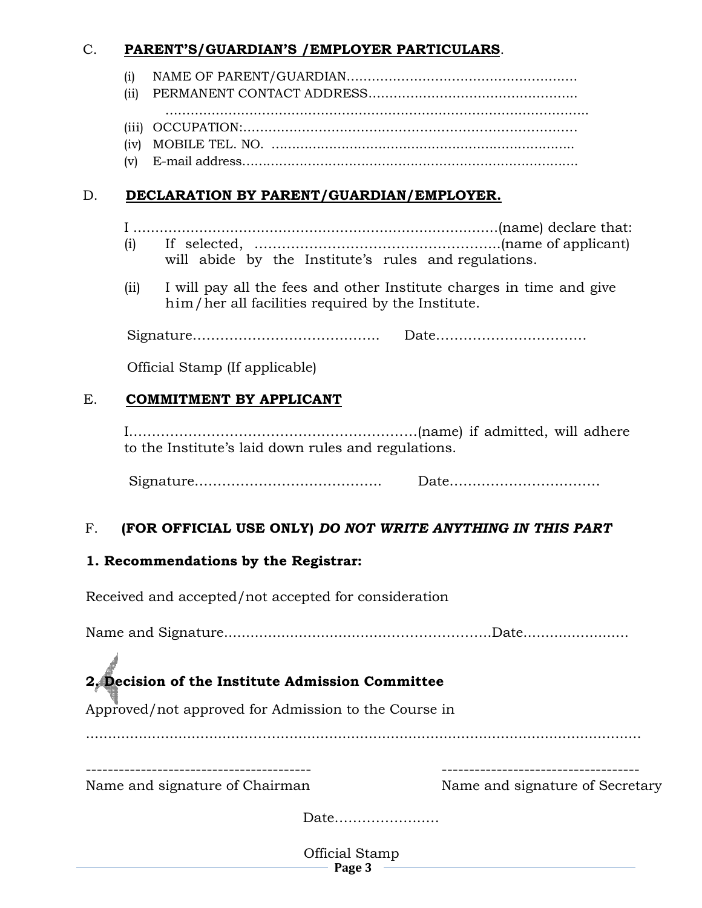## C. PARENT'S/GUARDIAN'S /EMPLOYER PARTICULARS.

(i) NAME OF PARENT/GUARDIAN.......................................................

(ii) PERMANENT CONTACT ADDRESS.................................................

.......................................................................................................

(iii) OCCUPATION:..............................................................................

(iv) MOBILE TEL. NO. ........................................................................

(v) E-mail address................................................................................

## D. DECLARATION BY PARENT/GUARDIAN/EMPLOYER.

I ..................................................................................(name) declare that:

(i) If selected, .......................................................(name of applicant) will abide by the Institute's rules and regulations.

(ii) I will pay all the fees and other Institute charges in time and give him/her all facilities required by the Institute.

Signature......................................... Date.................................

Official Stamp (If applicable)

## E. COMMITMENT BY APPLICANT

I..............................................................(name) if admitted, will adhere to the Institute's laid down rules and regulations.

Signature......................................... Date.................................

## F. (FOR OFFICIAL USE ONLY) *DO NOT WRITE ANYTHING IN THIS PART*

### 1. Recommendations by the Registrar:

Received and accepted/not accepted for consideration

Name and Signature...........................................................Date........................

### 2. Decision of the Institute Admission Committee

Approved/not approved for Admission to the Course in

...................................................................................................................................

----------------------------------------- Name and signature of Chairman

------------------------------------ Name and signature of Secretary

Date.......................

Official Stamp